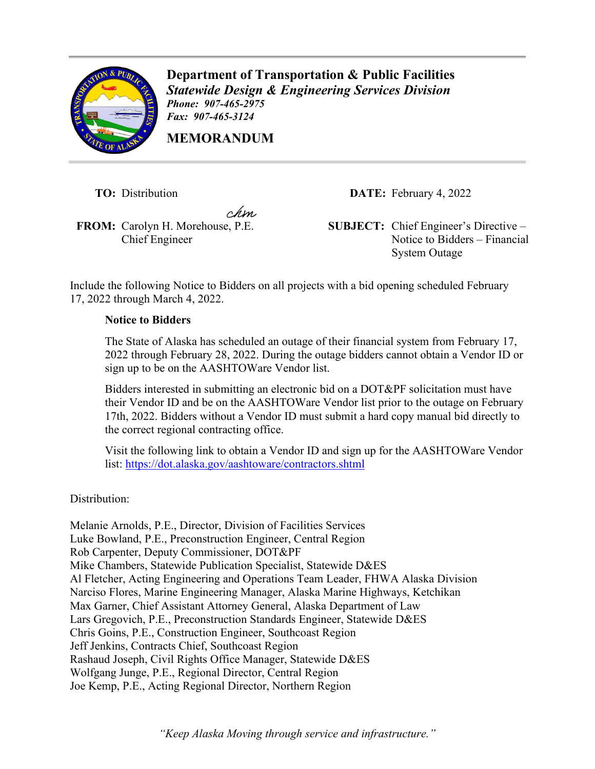**Department of Transportation & Public Facilities**
***Statewide Design & Engineering Services Division***
***Phone: 907-465-2975***
***Fax: 907-465-3124***

**MEMORANDUM**

**TO:** Distribution

**DATE:** February 4, 2022

**FROM:** Carolyn H. Morehouse, P.E.
Chief Engineer

**SUBJECT:** Chief Engineer's Directive – Notice to Bidders – Financial System Outage

Include the following Notice to Bidders on all projects with a bid opening scheduled February 17, 2022 through March 4, 2022.

> **Notice to Bidders**
>
> The State of Alaska has scheduled an outage of their financial system from February 17, 2022 through February 28, 2022. During the outage bidders cannot obtain a Vendor ID or sign up to be on the AASHTOWare Vendor list.
>
> Bidders interested in submitting an electronic bid on a DOT&PF solicitation must have their Vendor ID and be on the AASHTOWare Vendor list prior to the outage on February 17th, 2022. Bidders without a Vendor ID must submit a hard copy manual bid directly to the correct regional contracting office.
>
> Visit the following link to obtain a Vendor ID and sign up for the AASHTOWare Vendor list: https://dot.alaska.gov/aashtoware/contractors.shtml

Distribution:

Melanie Arnolds, P.E., Director, Division of Facilities Services
Luke Bowland, P.E., Preconstruction Engineer, Central Region
Rob Carpenter, Deputy Commissioner, DOT&PF
Mike Chambers, Statewide Publication Specialist, Statewide D&ES
Al Fletcher, Acting Engineering and Operations Team Leader, FHWA Alaska Division
Narciso Flores, Marine Engineering Manager, Alaska Marine Highways, Ketchikan
Max Garner, Chief Assistant Attorney General, Alaska Department of Law
Lars Gregovich, P.E., Preconstruction Standards Engineer, Statewide D&ES
Chris Goins, P.E., Construction Engineer, Southcoast Region
Jeff Jenkins, Contracts Chief, Southcoast Region
Rashaud Joseph, Civil Rights Office Manager, Statewide D&ES
Wolfgang Junge, P.E., Regional Director, Central Region
Joe Kemp, P.E., Acting Regional Director, Northern Region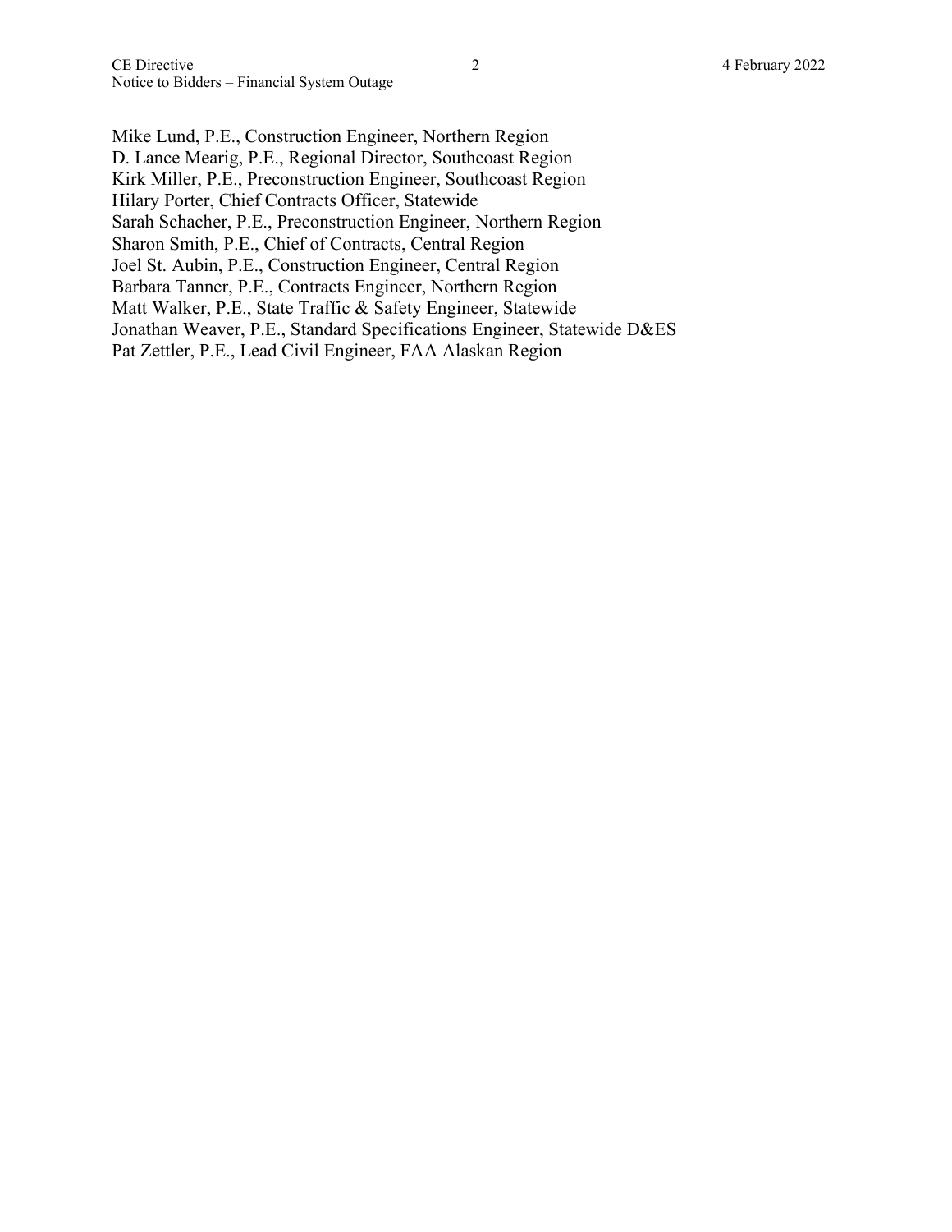Mike Lund, P.E., Construction Engineer, Northern Region
D. Lance Mearig, P.E., Regional Director, Southcoast Region
Kirk Miller, P.E., Preconstruction Engineer, Southcoast Region
Hilary Porter, Chief Contracts Officer, Statewide
Sarah Schacher, P.E., Preconstruction Engineer, Northern Region
Sharon Smith, P.E., Chief of Contracts, Central Region
Joel St. Aubin, P.E., Construction Engineer, Central Region
Barbara Tanner, P.E., Contracts Engineer, Northern Region
Matt Walker, P.E., State Traffic & Safety Engineer, Statewide
Jonathan Weaver, P.E., Standard Specifications Engineer, Statewide D&ES
Pat Zettler, P.E., Lead Civil Engineer, FAA Alaskan Region